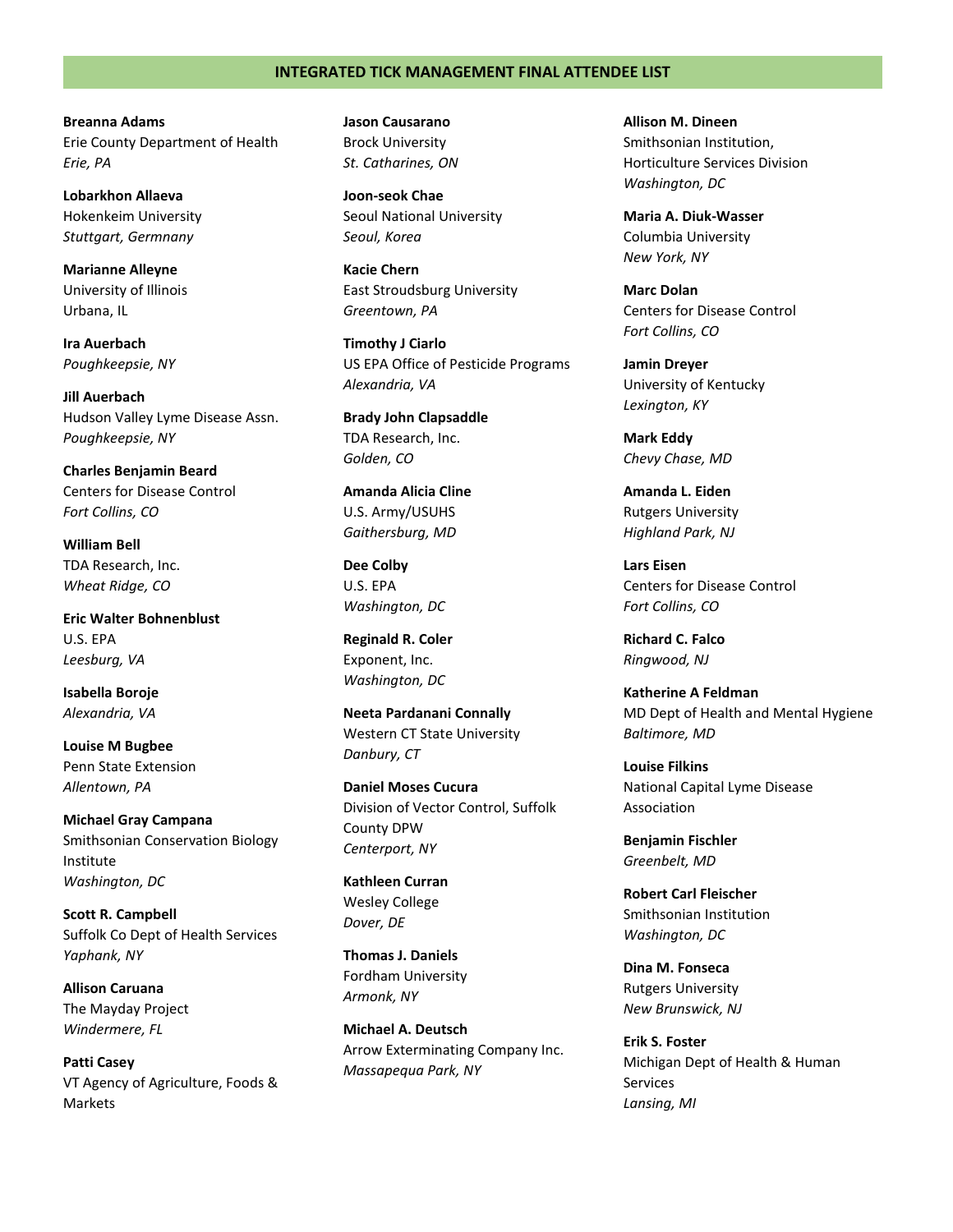# INTEGRATED TICK MANAGEMENT FINAL ATTENDEE LIST

**Breanna Adams**
Erie County Department of Health
*Erie, PA*

**Lobarkhon Allaeva**
Hokenkeim University
*Stuttgart, Germnany*

**Marianne Alleyne**
University of Illinois
Urbana, IL

**Ira Auerbach**
*Poughkeepsie, NY*

**Jill Auerbach**
Hudson Valley Lyme Disease Assn.
*Poughkeepsie, NY*

**Charles Benjamin Beard**
Centers for Disease Control
*Fort Collins, CO*

**William Bell**
TDA Research, Inc.
*Wheat Ridge, CO*

**Eric Walter Bohnenblust**
U.S. EPA
*Leesburg, VA*

**Isabella Boroje**
*Alexandria, VA*

**Louise M Bugbee**
Penn State Extension
*Allentown, PA*

**Michael Gray Campana**
Smithsonian Conservation Biology Institute
*Washington, DC*

**Scott R. Campbell**
Suffolk Co Dept of Health Services
*Yaphank, NY*

**Allison Caruana**
The Mayday Project
*Windermere, FL*

**Patti Casey**
VT Agency of Agriculture, Foods & Markets

**Jason Causarano**
Brock University
*St. Catharines, ON*

**Joon-seok Chae**
Seoul National University
*Seoul, Korea*

**Kacie Chern**
East Stroudsburg University
*Greentown, PA*

**Timothy J Ciarlo**
US EPA Office of Pesticide Programs
*Alexandria, VA*

**Brady John Clapsaddle**
TDA Research, Inc.
*Golden, CO*

**Amanda Alicia Cline**
U.S. Army/USUHS
*Gaithersburg, MD*

**Dee Colby**
U.S. EPA
*Washington, DC*

**Reginald R. Coler**
Exponent, Inc.
*Washington, DC*

**Neeta Pardanani Connally**
Western CT State University
*Danbury, CT*

**Daniel Moses Cucura**
Division of Vector Control, Suffolk County DPW
*Centerport, NY*

**Kathleen Curran**
Wesley College
*Dover, DE*

**Thomas J. Daniels**
Fordham University
*Armonk, NY*

**Michael A. Deutsch**
Arrow Exterminating Company Inc.
*Massapequa Park, NY*

**Allison M. Dineen**
Smithsonian Institution, Horticulture Services Division
*Washington, DC*

**Maria A. Diuk-Wasser**
Columbia University
*New York, NY*

**Marc Dolan**
Centers for Disease Control
*Fort Collins, CO*

**Jamin Dreyer**
University of Kentucky
*Lexington, KY*

**Mark Eddy**
*Chevy Chase, MD*

**Amanda L. Eiden**
Rutgers University
*Highland Park, NJ*

**Lars Eisen**
Centers for Disease Control
*Fort Collins, CO*

**Richard C. Falco**
*Ringwood, NJ*

**Katherine A Feldman**
MD Dept of Health and Mental Hygiene
*Baltimore, MD*

**Louise Filkins**
National Capital Lyme Disease Association

**Benjamin Fischler**
*Greenbelt, MD*

**Robert Carl Fleischer**
Smithsonian Institution
*Washington, DC*

**Dina M. Fonseca**
Rutgers University
*New Brunswick, NJ*

**Erik S. Foster**
Michigan Dept of Health & Human Services
*Lansing, MI*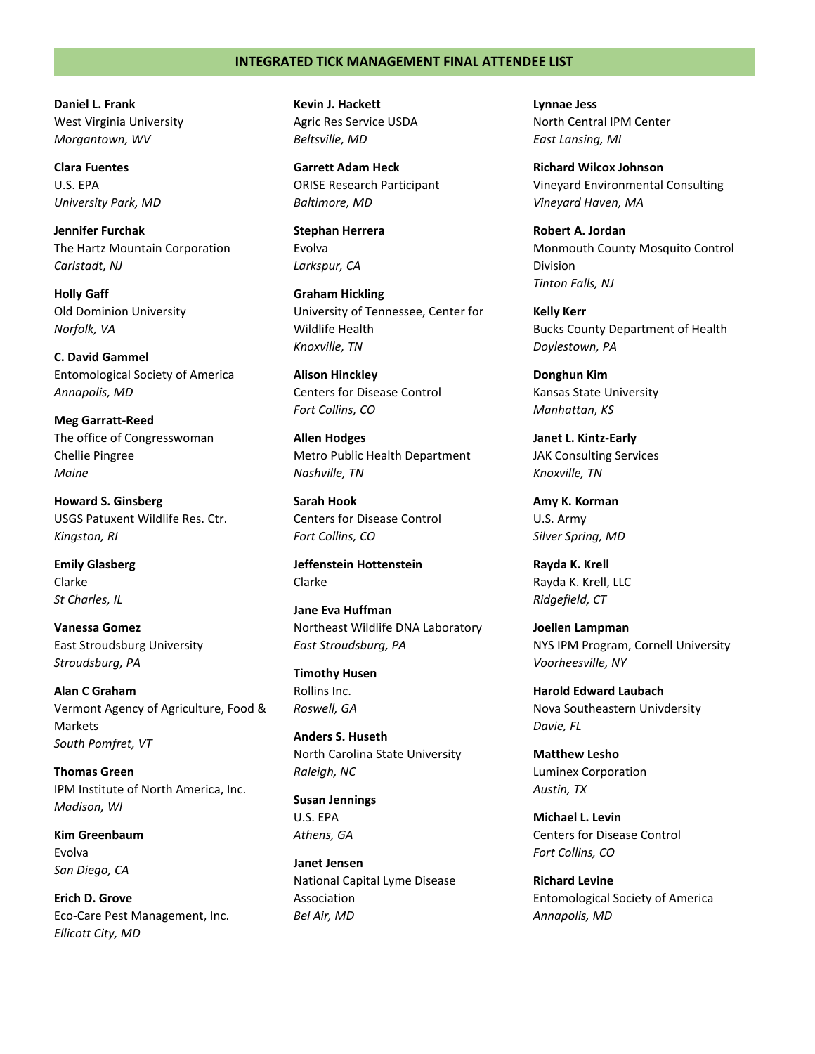## INTEGRATED TICK MANAGEMENT FINAL ATTENDEE LIST

**Daniel L. Frank**
West Virginia University
*Morgantown, WV*

**Clara Fuentes**
U.S. EPA
*University Park, MD*

**Jennifer Furchak**
The Hartz Mountain Corporation
*Carlstadt, NJ*

**Holly Gaff**
Old Dominion University
*Norfolk, VA*

**C. David Gammel**
Entomological Society of America
*Annapolis, MD*

**Meg Garratt-Reed**
The office of Congresswoman Chellie Pingree
*Maine*

**Howard S. Ginsberg**
USGS Patuxent Wildlife Res. Ctr.
*Kingston, RI*

**Emily Glasberg**
Clarke
*St Charles, IL*

**Vanessa Gomez**
East Stroudsburg University
*Stroudsburg, PA*

**Alan C Graham**
Vermont Agency of Agriculture, Food & Markets
*South Pomfret, VT*

**Thomas Green**
IPM Institute of North America, Inc.
*Madison, WI*

**Kim Greenbaum**
Evolva
*San Diego, CA*

**Erich D. Grove**
Eco-Care Pest Management, Inc.
*Ellicott City, MD*

**Kevin J. Hackett**
Agric Res Service USDA
*Beltsville, MD*

**Garrett Adam Heck**
ORISE Research Participant
*Baltimore, MD*

**Stephan Herrera**
Evolva
*Larkspur, CA*

**Graham Hickling**
University of Tennessee, Center for Wildlife Health
*Knoxville, TN*

**Alison Hinckley**
Centers for Disease Control
*Fort Collins, CO*

**Allen Hodges**
Metro Public Health Department
*Nashville, TN*

**Sarah Hook**
Centers for Disease Control
*Fort Collins, CO*

**Jeffenstein Hottenstein**
Clarke

**Jane Eva Huffman**
Northeast Wildlife DNA Laboratory
*East Stroudsburg, PA*

**Timothy Husen**
Rollins Inc.
*Roswell, GA*

**Anders S. Huseth**
North Carolina State University
*Raleigh, NC*

**Susan Jennings**
U.S. EPA
*Athens, GA*

**Janet Jensen**
National Capital Lyme Disease Association
*Bel Air, MD*

**Lynnae Jess**
North Central IPM Center
*East Lansing, MI*

**Richard Wilcox Johnson**
Vineyard Environmental Consulting
*Vineyard Haven, MA*

**Robert A. Jordan**
Monmouth County Mosquito Control Division
*Tinton Falls, NJ*

**Kelly Kerr**
Bucks County Department of Health
*Doylestown, PA*

**Donghun Kim**
Kansas State University
*Manhattan, KS*

**Janet L. Kintz-Early**
JAK Consulting Services
*Knoxville, TN*

**Amy K. Korman**
U.S. Army
*Silver Spring, MD*

**Rayda K. Krell**
Rayda K. Krell, LLC
*Ridgefield, CT*

**Joellen Lampman**
NYS IPM Program, Cornell University
*Voorheesville, NY*

**Harold Edward Laubach**
Nova Southeastern Univdersity
*Davie, FL*

**Matthew Lesho**
Luminex Corporation
*Austin, TX*

**Michael L. Levin**
Centers for Disease Control
*Fort Collins, CO*

**Richard Levine**
Entomological Society of America
*Annapolis, MD*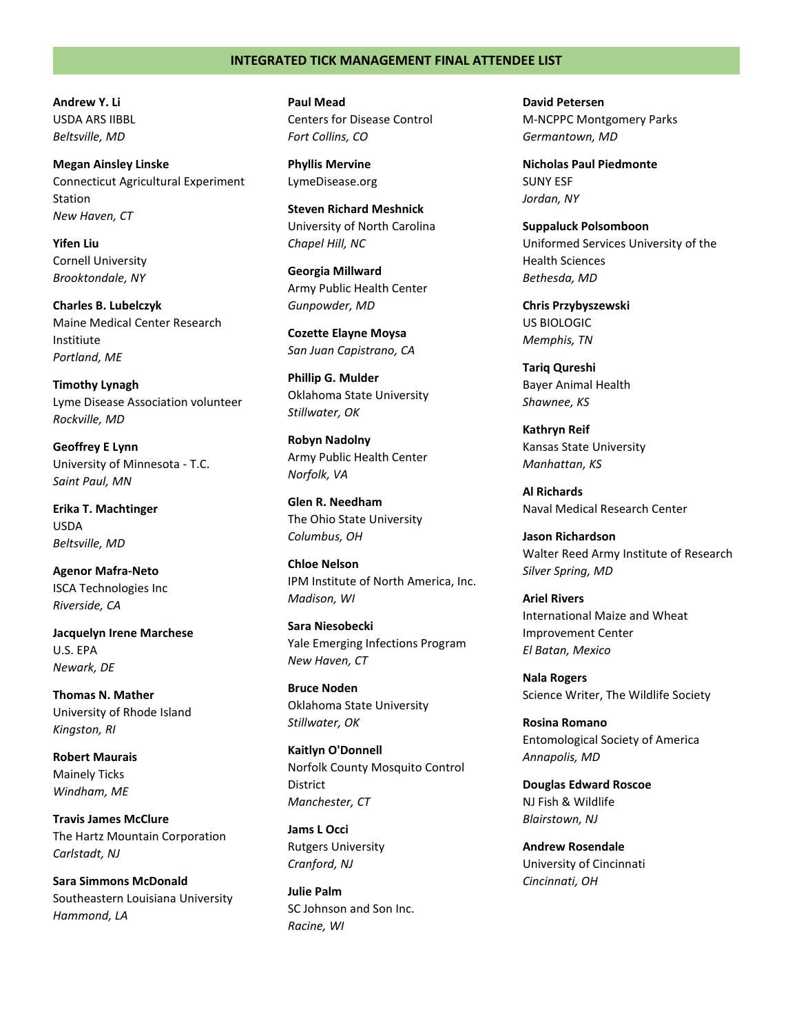## INTEGRATED TICK MANAGEMENT FINAL ATTENDEE LIST

**Andrew Y. Li**
USDA ARS IIBBL
*Beltsville, MD*

**Megan Ainsley Linske**
Connecticut Agricultural Experiment Station
*New Haven, CT*

**Yifen Liu**
Cornell University
*Brooktondale, NY*

**Charles B. Lubelczyk**
Maine Medical Center Research Instiitute
*Portland, ME*

**Timothy Lynagh**
Lyme Disease Association volunteer
*Rockville, MD*

**Geoffrey E Lynn**
University of Minnesota - T.C.
*Saint Paul, MN*

**Erika T. Machtinger**
USDA
*Beltsville, MD*

**Agenor Mafra-Neto**
ISCA Technologies Inc
*Riverside, CA*

**Jacquelyn Irene Marchese**
U.S. EPA
*Newark, DE*

**Thomas N. Mather**
University of Rhode Island
*Kingston, RI*

**Robert Maurais**
Mainely Ticks
*Windham, ME*

**Travis James McClure**
The Hartz Mountain Corporation
*Carlstadt, NJ*

**Sara Simmons McDonald**
Southeastern Louisiana University
*Hammond, LA*

**Paul Mead**
Centers for Disease Control
*Fort Collins, CO*

**Phyllis Mervine**
LymeDisease.org

**Steven Richard Meshnick**
University of North Carolina
*Chapel Hill, NC*

**Georgia Millward**
Army Public Health Center
*Gunpowder, MD*

**Cozette Elayne Moysa**
*San Juan Capistrano, CA*

**Phillip G. Mulder**
Oklahoma State University
*Stillwater, OK*

**Robyn Nadolny**
Army Public Health Center
*Norfolk, VA*

**Glen R. Needham**
The Ohio State University
*Columbus, OH*

**Chloe Nelson**
IPM Institute of North America, Inc.
*Madison, WI*

**Sara Niesobecki**
Yale Emerging Infections Program
*New Haven, CT*

**Bruce Noden**
Oklahoma State University
*Stillwater, OK*

**Kaitlyn O'Donnell**
Norfolk County Mosquito Control District
*Manchester, CT*

**Jams L Occi**
Rutgers University
*Cranford, NJ*

**Julie Palm**
SC Johnson and Son Inc.
*Racine, WI*

**David Petersen**
M-NCPPC Montgomery Parks
*Germantown, MD*

**Nicholas Paul Piedmonte**
SUNY ESF
*Jordan, NY*

**Suppaluck Polsomboon**
Uniformed Services University of the Health Sciences
*Bethesda, MD*

**Chris Przybyszewski**
US BIOLOGIC
*Memphis, TN*

**Tariq Qureshi**
Bayer Animal Health
*Shawnee, KS*

**Kathryn Reif**
Kansas State University
*Manhattan, KS*

**Al Richards**
Naval Medical Research Center

**Jason Richardson**
Walter Reed Army Institute of Research
*Silver Spring, MD*

**Ariel Rivers**
International Maize and Wheat Improvement Center
*El Batan, Mexico*

**Nala Rogers**
Science Writer, The Wildlife Society

**Rosina Romano**
Entomological Society of America
*Annapolis, MD*

**Douglas Edward Roscoe**
NJ Fish & Wildlife
*Blairstown, NJ*

**Andrew Rosendale**
University of Cincinnati
*Cincinnati, OH*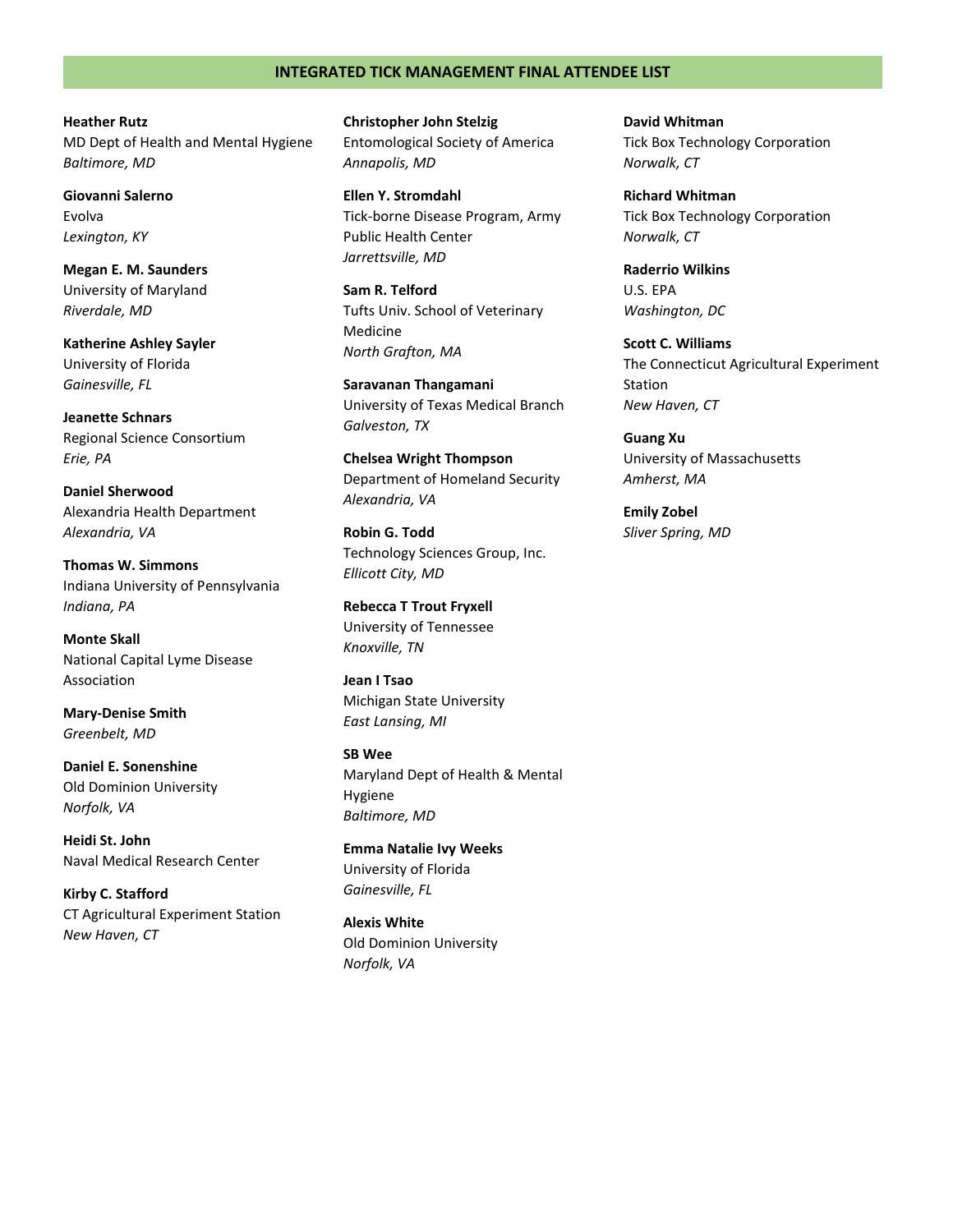## INTEGRATED TICK MANAGEMENT FINAL ATTENDEE LIST

**Heather Rutz**
MD Dept of Health and Mental Hygiene
*Baltimore, MD*

**Giovanni Salerno**
Evolva
*Lexington, KY*

**Megan E. M. Saunders**
University of Maryland
*Riverdale, MD*

**Katherine Ashley Sayler**
University of Florida
*Gainesville, FL*

**Jeanette Schnars**
Regional Science Consortium
*Erie, PA*

**Daniel Sherwood**
Alexandria Health Department
*Alexandria, VA*

**Thomas W. Simmons**
Indiana University of Pennsylvania
*Indiana, PA*

**Monte Skall**
National Capital Lyme Disease Association

**Mary-Denise Smith**
*Greenbelt, MD*

**Daniel E. Sonenshine**
Old Dominion University
*Norfolk, VA*

**Heidi St. John**
Naval Medical Research Center

**Kirby C. Stafford**
CT Agricultural Experiment Station
*New Haven, CT*

**Christopher John Stelzig**
Entomological Society of America
*Annapolis, MD*

**Ellen Y. Stromdahl**
Tick-borne Disease Program, Army Public Health Center
*Jarrettsville, MD*

**Sam R. Telford**
Tufts Univ. School of Veterinary Medicine
*North Grafton, MA*

**Saravanan Thangamani**
University of Texas Medical Branch
*Galveston, TX*

**Chelsea Wright Thompson**
Department of Homeland Security
*Alexandria, VA*

**Robin G. Todd**
Technology Sciences Group, Inc.
*Ellicott City, MD*

**Rebecca T Trout Fryxell**
University of Tennessee
*Knoxville, TN*

**Jean I Tsao**
Michigan State University
*East Lansing, MI*

**SB Wee**
Maryland Dept of Health & Mental Hygiene
*Baltimore, MD*

**Emma Natalie Ivy Weeks**
University of Florida
*Gainesville, FL*

**Alexis White**
Old Dominion University
*Norfolk, VA*

**David Whitman**
Tick Box Technology Corporation
*Norwalk, CT*

**Richard Whitman**
Tick Box Technology Corporation
*Norwalk, CT*

**Raderrio Wilkins**
U.S. EPA
*Washington, DC*

**Scott C. Williams**
The Connecticut Agricultural Experiment Station
*New Haven, CT*

**Guang Xu**
University of Massachusetts
*Amherst, MA*

**Emily Zobel**
*Sliver Spring, MD*